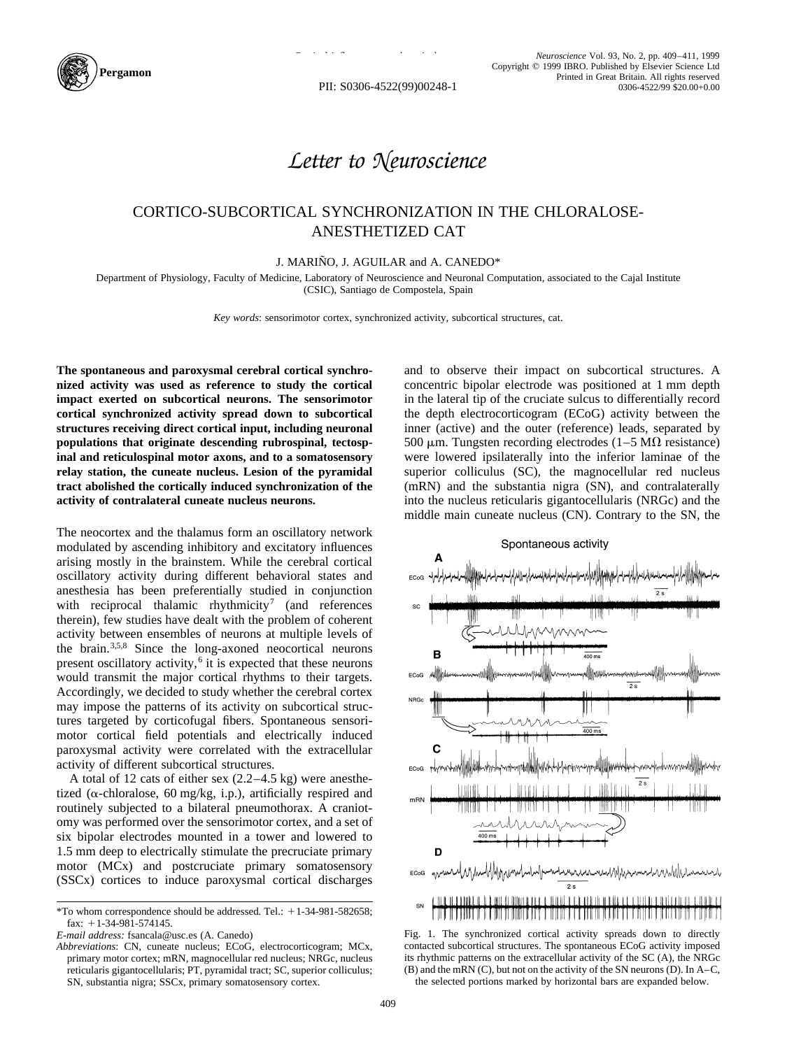# Letter to Neuroscience

## CORTICO-SUBCORTICAL SYNCHRONIZATION IN THE CHLORALOSE-ANESTHETIZED CAT

J. MARIÑO, J. AGUILAR and A. CANEDO*

Department of Physiology, Faculty of Medicine, Laboratory of Neuroscience and Neuronal Computation, associated to the Cajal Institute (CSIC), Santiago de Compostela, Spain

*Key words*: sensorimotor cortex, synchronized activity, subcortical structures, cat.

**The spontaneous and paroxysmal cerebral cortical synchronized activity was used as reference to study the cortical impact exerted on subcortical neurons. The sensorimotor cortical synchronized activity spread down to subcortical structures receiving direct cortical input, including neuronal populations that originate descending rubrospinal, tectospinal and reticulospinal motor axons, and to a somatosensory relay station, the cuneate nucleus. Lesion of the pyramidal tract abolished the cortically induced synchronization of the activity of contralateral cuneate nucleus neurons.**

The neocortex and the thalamus form an oscillatory network modulated by ascending inhibitory and excitatory influences arising mostly in the brainstem. While the cerebral cortical oscillatory activity during different behavioral states and anesthesia has been preferentially studied in conjunction with reciprocal thalamic rhythmicity[7] (and references therein), few studies have dealt with the problem of coherent activity between ensembles of neurons at multiple levels of the brain.[3,5,8] Since the long-axoned neocortical neurons present oscillatory activity,[6] it is expected that these neurons would transmit the major cortical rhythms to their targets. Accordingly, we decided to study whether the cerebral cortex may impose the patterns of its activity on subcortical structures targeted by corticofugal fibers. Spontaneous sensorimotor cortical field potentials and electrically induced paroxysmal activity were correlated with the extracellular activity of different subcortical structures.

A total of 12 cats of either sex (2.2–4.5 kg) were anesthetized (α-chloralose, 60 mg/kg, i.p.), artificially respired and routinely subjected to a bilateral pneumothorax. A craniotomy was performed over the sensorimotor cortex, and a set of six bipolar electrodes mounted in a tower and lowered to 1.5 mm deep to electrically stimulate the precruciate primary motor (MCx) and postcruciate primary somatosensory (SSCx) cortices to induce paroxysmal cortical discharges and to observe their impact on subcortical structures. A concentric bipolar electrode was positioned at 1 mm depth in the lateral tip of the cruciate sulcus to differentially record the depth electrocorticogram (ECoG) activity between the inner (active) and the outer (reference) leads, separated by 500 μm. Tungsten recording electrodes (1–5 MΩ resistance) were lowered ipsilaterally into the inferior laminae of the superior colliculus (SC), the magnocellular red nucleus (mRN) and the substantia nigra (SN), and contralaterally into the nucleus reticularis gigantocellularis (NRGc) and the middle main cuneate nucleus (CN). Contrary to the SN, the

Fig. 1. The synchronized cortical activity spreads down to directly contacted subcortical structures. The spontaneous ECoG activity imposed its rhythmic patterns on the extracellular activity of the SC (A), the NRGc (B) and the mRN (C), but not on the activity of the SN neurons (D). In A–C, the selected portions marked by horizontal bars are expanded below.

*To whom correspondence should be addressed. Tel.: +1-34-981-582658; fax: +1-34-981-574145.

*E-mail address:* fsancala@usc.es (A. Canedo)

*Abbreviations*: CN, cuneate nucleus; ECoG, electrocorticogram; MCx, primary motor cortex; mRN, magnocellular red nucleus; NRGc, nucleus reticularis gigantocellularis; PT, pyramidal tract; SC, superior colliculus; SN, substantia nigra; SSCx, primary somatosensory cortex.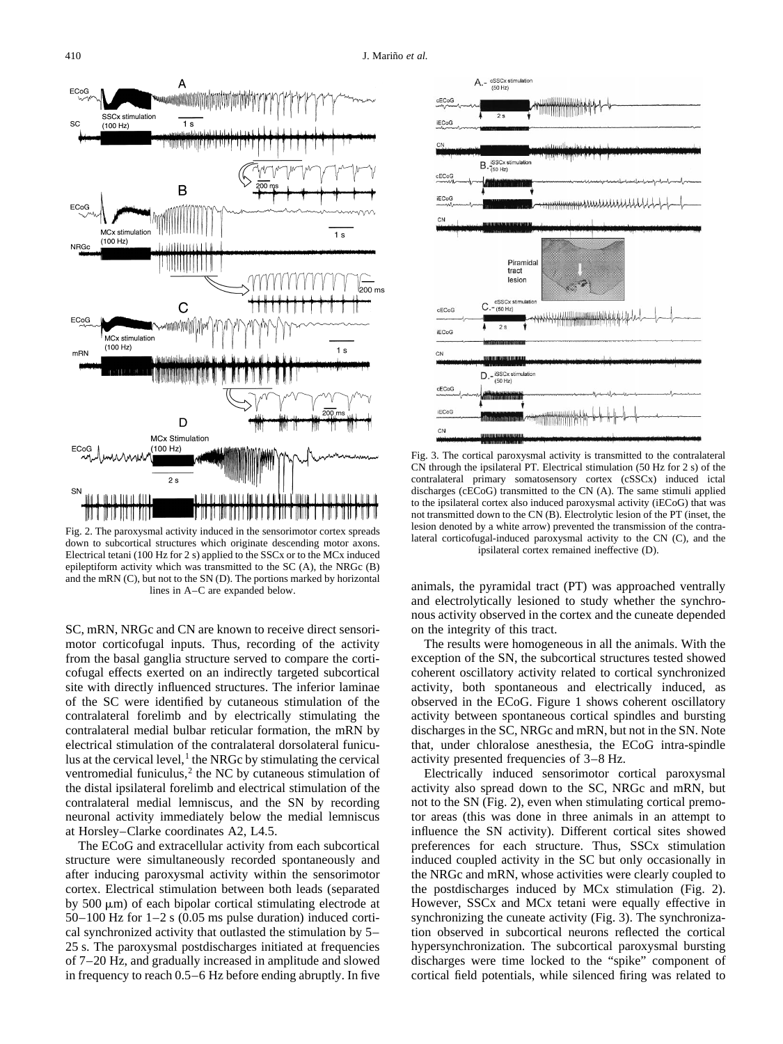Fig. 2. The paroxysmal activity induced in the sensorimotor cortex spreads down to subcortical structures which originate descending motor axons. Electrical tetani (100 Hz for 2 s) applied to the SSCx or to the MCx induced epileptiform activity which was transmitted to the SC (A), the NRGc (B) and the mRN (C), but not to the SN (D). The portions marked by horizontal lines in A–C are expanded below.

SC, mRN, NRGc and CN are known to receive direct sensorimotor corticofugal inputs. Thus, recording of the activity from the basal ganglia structure served to compare the corticofugal effects exerted on an indirectly targeted subcortical site with directly influenced structures. The inferior laminae of the SC were identified by cutaneous stimulation of the contralateral forelimb and by electrically stimulating the contralateral medial bulbar reticular formation, the mRN by electrical stimulation of the contralateral dorsolateral funiculus at the cervical level,[1] the NRGc by stimulating the cervical ventromedial funiculus,[2] the NC by cutaneous stimulation of the distal ipsilateral forelimb and electrical stimulation of the contralateral medial lemniscus, and the SN by recording neuronal activity immediately below the medial lemniscus at Horsley–Clarke coordinates A2, L4.5.

The ECoG and extracellular activity from each subcortical structure were simultaneously recorded spontaneously and after inducing paroxysmal activity within the sensorimotor cortex. Electrical stimulation between both leads (separated by 500 μm) of each bipolar cortical stimulating electrode at 50–100 Hz for 1–2 s (0.05 ms pulse duration) induced cortical synchronized activity that outlasted the stimulation by 5–25 s. The paroxysmal postdischarges initiated at frequencies of 7–20 Hz, and gradually increased in amplitude and slowed in frequency to reach 0.5–6 Hz before ending abruptly. In five animals, the pyramidal tract (PT) was approached ventrally and electrolytically lesioned to study whether the synchronous activity observed in the cortex and the cuneate depended on the integrity of this tract.

Fig. 3. The cortical paroxysmal activity is transmitted to the contralateral CN through the ipsilateral PT. Electrical stimulation (50 Hz for 2 s) of the contralateral primary somatosensory cortex (cSSCx) induced ictal discharges (cECoG) transmitted to the CN (A). The same stimuli applied to the ipsilateral cortex also induced paroxysmal activity (iECoG) that was not transmitted down to the CN (B). Electrolytic lesion of the PT (inset, the lesion denoted by a white arrow) prevented the transmission of the contralateral corticofugal-induced paroxysmal activity to the CN (C), and the ipsilateral cortex remained ineffective (D).

The results were homogeneous in all the animals. With the exception of the SN, the subcortical structures tested showed coherent oscillatory activity related to cortical synchronized activity, both spontaneous and electrically induced, as observed in the ECoG. Figure 1 shows coherent oscillatory activity between spontaneous cortical spindles and bursting discharges in the SC, NRGc and mRN, but not in the SN. Note that, under chloralose anesthesia, the ECoG intra-spindle activity presented frequencies of 3–8 Hz.

Electrically induced sensorimotor cortical paroxysmal activity also spread down to the SC, NRGc and mRN, but not to the SN (Fig. 2), even when stimulating cortical premotor areas (this was done in three animals in an attempt to influence the SN activity). Different cortical sites showed preferences for each structure. Thus, SSCx stimulation induced coupled activity in the SC but only occasionally in the NRGc and mRN, whose activities were clearly coupled to the postdischarges induced by MCx stimulation (Fig. 2). However, SSCx and MCx tetani were equally effective in synchronizing the cuneate activity (Fig. 3). The synchronization observed in subcortical neurons reflected the cortical hypersynchronization. The subcortical paroxysmal bursting discharges were time locked to the "spike" component of cortical field potentials, while silenced firing was related to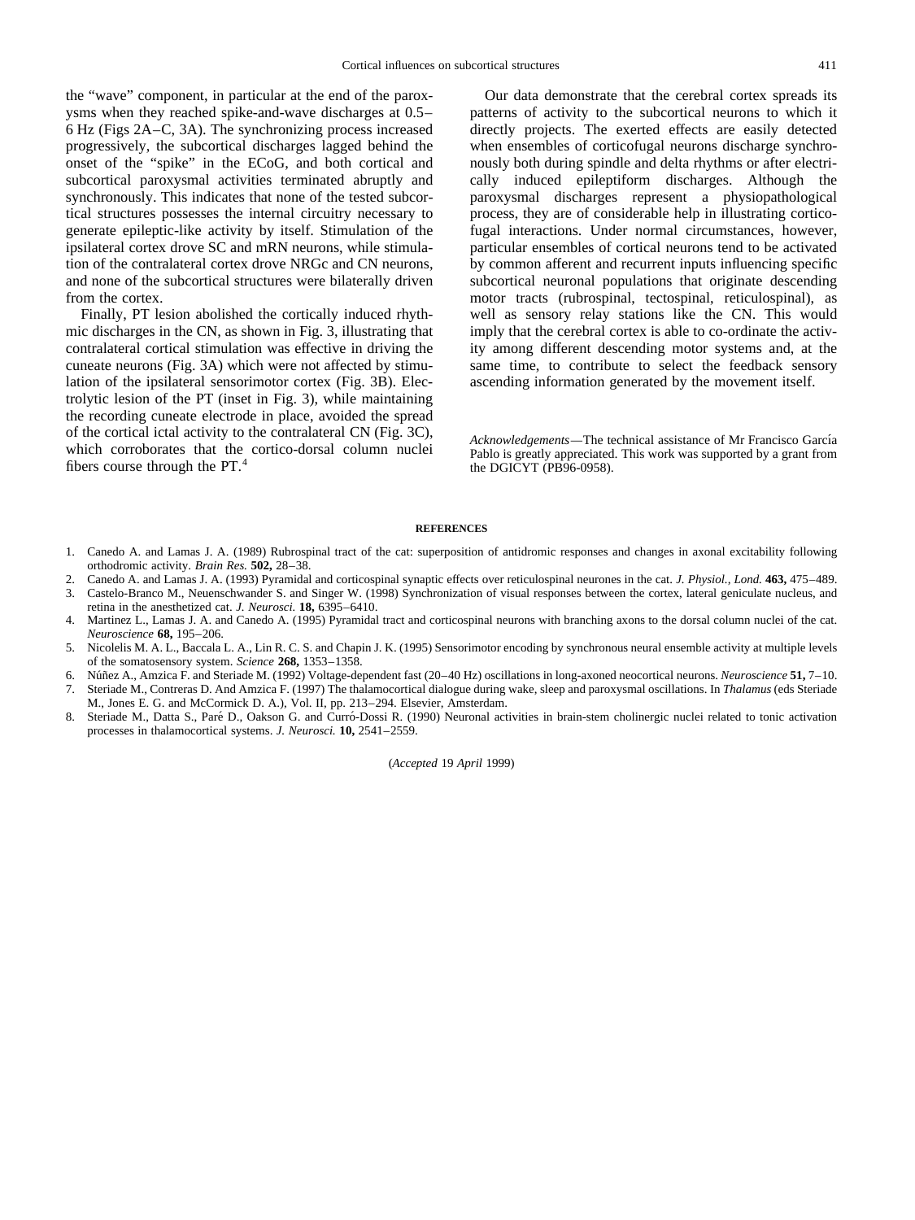the "wave" component, in particular at the end of the paroxysms when they reached spike-and-wave discharges at 0.5–6 Hz (Figs 2A–C, 3A). The synchronizing process increased progressively, the subcortical discharges lagged behind the onset of the "spike" in the ECoG, and both cortical and subcortical paroxysmal activities terminated abruptly and synchronously. This indicates that none of the tested subcortical structures possesses the internal circuitry necessary to generate epileptic-like activity by itself. Stimulation of the ipsilateral cortex drove SC and mRN neurons, while stimulation of the contralateral cortex drove NRGc and CN neurons, and none of the subcortical structures were bilaterally driven from the cortex.

Finally, PT lesion abolished the cortically induced rhythmic discharges in the CN, as shown in Fig. 3, illustrating that contralateral cortical stimulation was effective in driving the cuneate neurons (Fig. 3A) which were not affected by stimulation of the ipsilateral sensorimotor cortex (Fig. 3B). Electrolytic lesion of the PT (inset in Fig. 3), while maintaining the recording cuneate electrode in place, avoided the spread of the cortical ictal activity to the contralateral CN (Fig. 3C), which corroborates that the cortico-dorsal column nuclei fibers course through the PT.[4]

Our data demonstrate that the cerebral cortex spreads its patterns of activity to the subcortical neurons to which it directly projects. The exerted effects are easily detected when ensembles of corticofugal neurons discharge synchronously both during spindle and delta rhythms or after electrically induced epileptiform discharges. Although the paroxysmal discharges represent a physiopathological process, they are of considerable help in illustrating corticofugal interactions. Under normal circumstances, however, particular ensembles of cortical neurons tend to be activated by common afferent and recurrent inputs influencing specific subcortical neuronal populations that originate descending motor tracts (rubrospinal, tectospinal, reticulospinal), as well as sensory relay stations like the CN. This would imply that the cerebral cortex is able to co-ordinate the activity among different descending motor systems and, at the same time, to contribute to select the feedback sensory ascending information generated by the movement itself.

*Acknowledgements*—The technical assistance of Mr Francisco García Pablo is greatly appreciated. This work was supported by a grant from the DGICYT (PB96-0958).

## REFERENCES

1. Canedo A. and Lamas J. A. (1989) Rubrospinal tract of the cat: superposition of antidromic responses and changes in axonal excitability following orthodromic activity. *Brain Res.* **502,** 28–38.
2. Canedo A. and Lamas J. A. (1993) Pyramidal and corticospinal synaptic effects over reticulospinal neurones in the cat. *J. Physiol., Lond.* **463,** 475–489.
3. Castelo-Branco M., Neuenschwander S. and Singer W. (1998) Synchronization of visual responses between the cortex, lateral geniculate nucleus, and retina in the anesthetized cat. *J. Neurosci.* **18,** 6395–6410.
4. Martinez L., Lamas J. A. and Canedo A. (1995) Pyramidal tract and corticospinal neurons with branching axons to the dorsal column nuclei of the cat. *Neuroscience* **68,** 195–206.
5. Nicolelis M. A. L., Baccala L. A., Lin R. C. S. and Chapin J. K. (1995) Sensorimotor encoding by synchronous neural ensemble activity at multiple levels of the somatosensory system. *Science* **268,** 1353–1358.
6. Núñez A., Amzica F. and Steriade M. (1992) Voltage-dependent fast (20–40 Hz) oscillations in long-axoned neocortical neurons. *Neuroscience* **51,** 7–10.
7. Steriade M., Contreras D. And Amzica F. (1997) The thalamocortical dialogue during wake, sleep and paroxysmal oscillations. In *Thalamus* (eds Steriade M., Jones E. G. and McCormick D. A.), Vol. II, pp. 213–294. Elsevier, Amsterdam.
8. Steriade M., Datta S., Paré D., Oakson G. and Curró-Dossi R. (1990) Neuronal activities in brain-stem cholinergic nuclei related to tonic activation processes in thalamocortical systems. *J. Neurosci.* **10,** 2541–2559.

(*Accepted* 19 *April* 1999)